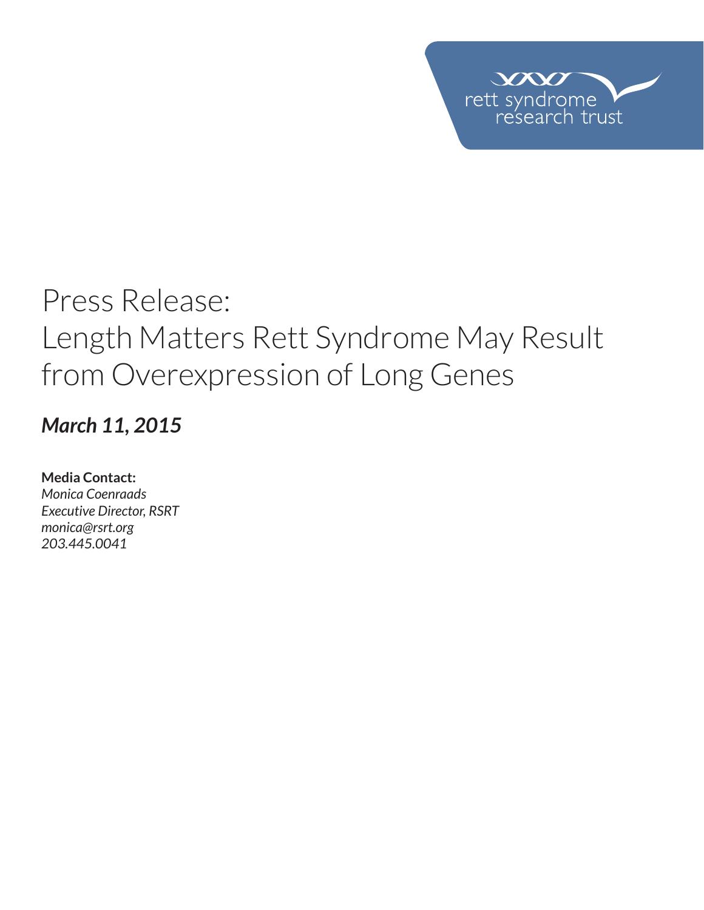rett syndrome research trust

# Press Release:
# Length Matters Rett Syndrome May Result from Overexpression of Long Genes

***March 11, 2015***

**Media Contact:**
*Monica Coenraads*
*Executive Director, RSRT*
*monica@rsrt.org*
*203.445.0041*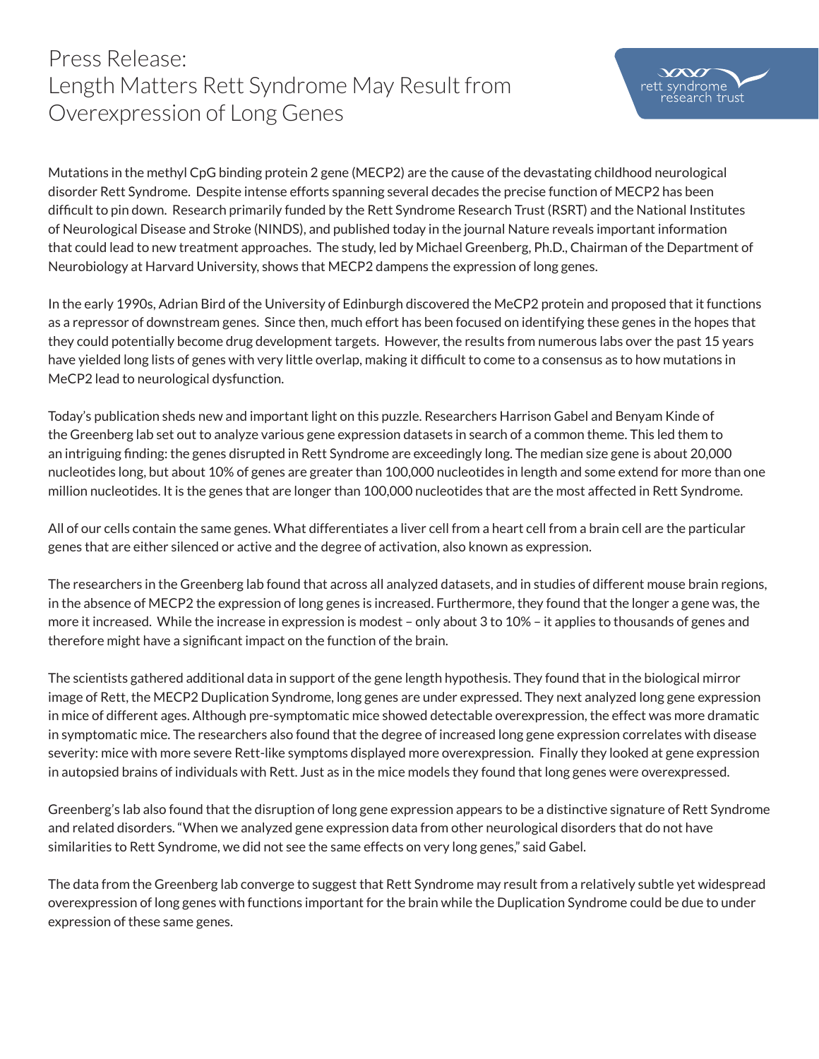# Press Release:
# Length Matters Rett Syndrome May Result from Overexpression of Long Genes

Mutations in the methyl CpG binding protein 2 gene (MECP2) are the cause of the devastating childhood neurological disorder Rett Syndrome. Despite intense efforts spanning several decades the precise function of MECP2 has been difficult to pin down. Research primarily funded by the Rett Syndrome Research Trust (RSRT) and the National Institutes of Neurological Disease and Stroke (NINDS), and published today in the journal Nature reveals important information that could lead to new treatment approaches. The study, led by Michael Greenberg, Ph.D., Chairman of the Department of Neurobiology at Harvard University, shows that MECP2 dampens the expression of long genes.

In the early 1990s, Adrian Bird of the University of Edinburgh discovered the MeCP2 protein and proposed that it functions as a repressor of downstream genes. Since then, much effort has been focused on identifying these genes in the hopes that they could potentially become drug development targets. However, the results from numerous labs over the past 15 years have yielded long lists of genes with very little overlap, making it difficult to come to a consensus as to how mutations in MeCP2 lead to neurological dysfunction.

Today's publication sheds new and important light on this puzzle. Researchers Harrison Gabel and Benyam Kinde of the Greenberg lab set out to analyze various gene expression datasets in search of a common theme. This led them to an intriguing finding: the genes disrupted in Rett Syndrome are exceedingly long. The median size gene is about 20,000 nucleotides long, but about 10% of genes are greater than 100,000 nucleotides in length and some extend for more than one million nucleotides. It is the genes that are longer than 100,000 nucleotides that are the most affected in Rett Syndrome.

All of our cells contain the same genes. What differentiates a liver cell from a heart cell from a brain cell are the particular genes that are either silenced or active and the degree of activation, also known as expression.

The researchers in the Greenberg lab found that across all analyzed datasets, and in studies of different mouse brain regions, in the absence of MECP2 the expression of long genes is increased. Furthermore, they found that the longer a gene was, the more it increased. While the increase in expression is modest – only about 3 to 10% – it applies to thousands of genes and therefore might have a significant impact on the function of the brain.

The scientists gathered additional data in support of the gene length hypothesis. They found that in the biological mirror image of Rett, the MECP2 Duplication Syndrome, long genes are under expressed. They next analyzed long gene expression in mice of different ages. Although pre-symptomatic mice showed detectable overexpression, the effect was more dramatic in symptomatic mice. The researchers also found that the degree of increased long gene expression correlates with disease severity: mice with more severe Rett-like symptoms displayed more overexpression. Finally they looked at gene expression in autopsied brains of individuals with Rett. Just as in the mice models they found that long genes were overexpressed.

Greenberg's lab also found that the disruption of long gene expression appears to be a distinctive signature of Rett Syndrome and related disorders. "When we analyzed gene expression data from other neurological disorders that do not have similarities to Rett Syndrome, we did not see the same effects on very long genes," said Gabel.

The data from the Greenberg lab converge to suggest that Rett Syndrome may result from a relatively subtle yet widespread overexpression of long genes with functions important for the brain while the Duplication Syndrome could be due to under expression of these same genes.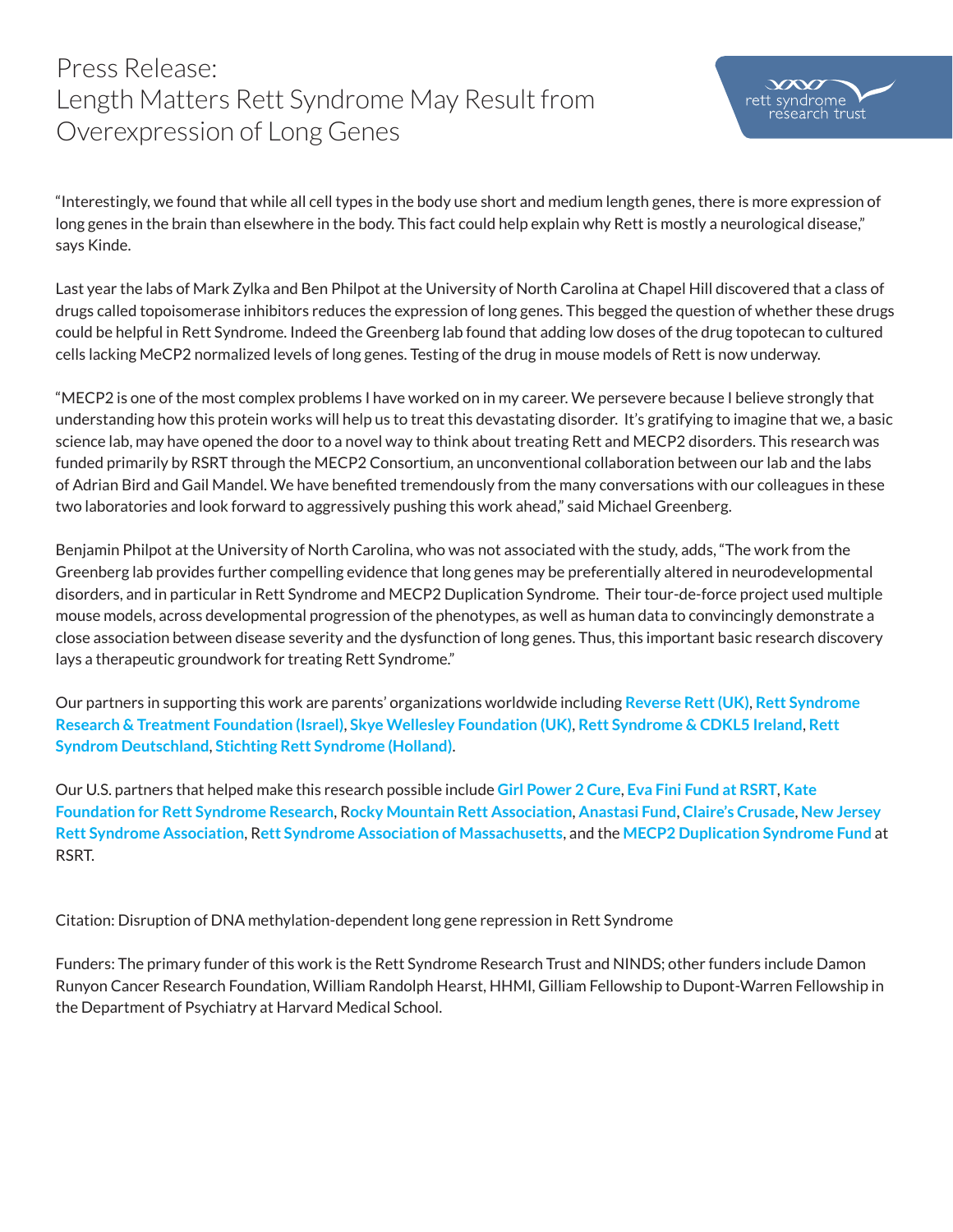# Press Release: Length Matters Rett Syndrome May Result from Overexpression of Long Genes

"Interestingly, we found that while all cell types in the body use short and medium length genes, there is more expression of long genes in the brain than elsewhere in the body. This fact could help explain why Rett is mostly a neurological disease," says Kinde.

Last year the labs of Mark Zylka and Ben Philpot at the University of North Carolina at Chapel Hill discovered that a class of drugs called topoisomerase inhibitors reduces the expression of long genes. This begged the question of whether these drugs could be helpful in Rett Syndrome. Indeed the Greenberg lab found that adding low doses of the drug topotecan to cultured cells lacking MeCP2 normalized levels of long genes. Testing of the drug in mouse models of Rett is now underway.

"MECP2 is one of the most complex problems I have worked on in my career. We persevere because I believe strongly that understanding how this protein works will help us to treat this devastating disorder. It's gratifying to imagine that we, a basic science lab, may have opened the door to a novel way to think about treating Rett and MECP2 disorders. This research was funded primarily by RSRT through the MECP2 Consortium, an unconventional collaboration between our lab and the labs of Adrian Bird and Gail Mandel. We have benefited tremendously from the many conversations with our colleagues in these two laboratories and look forward to aggressively pushing this work ahead," said Michael Greenberg.

Benjamin Philpot at the University of North Carolina, who was not associated with the study, adds, "The work from the Greenberg lab provides further compelling evidence that long genes may be preferentially altered in neurodevelopmental disorders, and in particular in Rett Syndrome and MECP2 Duplication Syndrome. Their tour-de-force project used multiple mouse models, across developmental progression of the phenotypes, as well as human data to convincingly demonstrate a close association between disease severity and the dysfunction of long genes. Thus, this important basic research discovery lays a therapeutic groundwork for treating Rett Syndrome."

Our partners in supporting this work are parents' organizations worldwide including **Reverse Rett (UK)**, **Rett Syndrome Research & Treatment Foundation (Israel)**, **Skye Wellesley Foundation (UK)**, **Rett Syndrome & CDKL5 Ireland**, **Rett Syndrom Deutschland**, **Stichting Rett Syndrome (Holland)**.

Our U.S. partners that helped make this research possible include **Girl Power 2 Cure**, **Eva Fini Fund at RSRT**, **Kate Foundation for Rett Syndrome Research**, **Rocky Mountain Rett Association**, **Anastasi Fund**, **Claire's Crusade**, **New Jersey Rett Syndrome Association**, **Rett Syndrome Association of Massachusetts**, and the **MECP2 Duplication Syndrome Fund** at RSRT.

Citation: Disruption of DNA methylation-dependent long gene repression in Rett Syndrome

Funders: The primary funder of this work is the Rett Syndrome Research Trust and NINDS; other funders include Damon Runyon Cancer Research Foundation, William Randolph Hearst, HHMI, Gilliam Fellowship to Dupont-Warren Fellowship in the Department of Psychiatry at Harvard Medical School.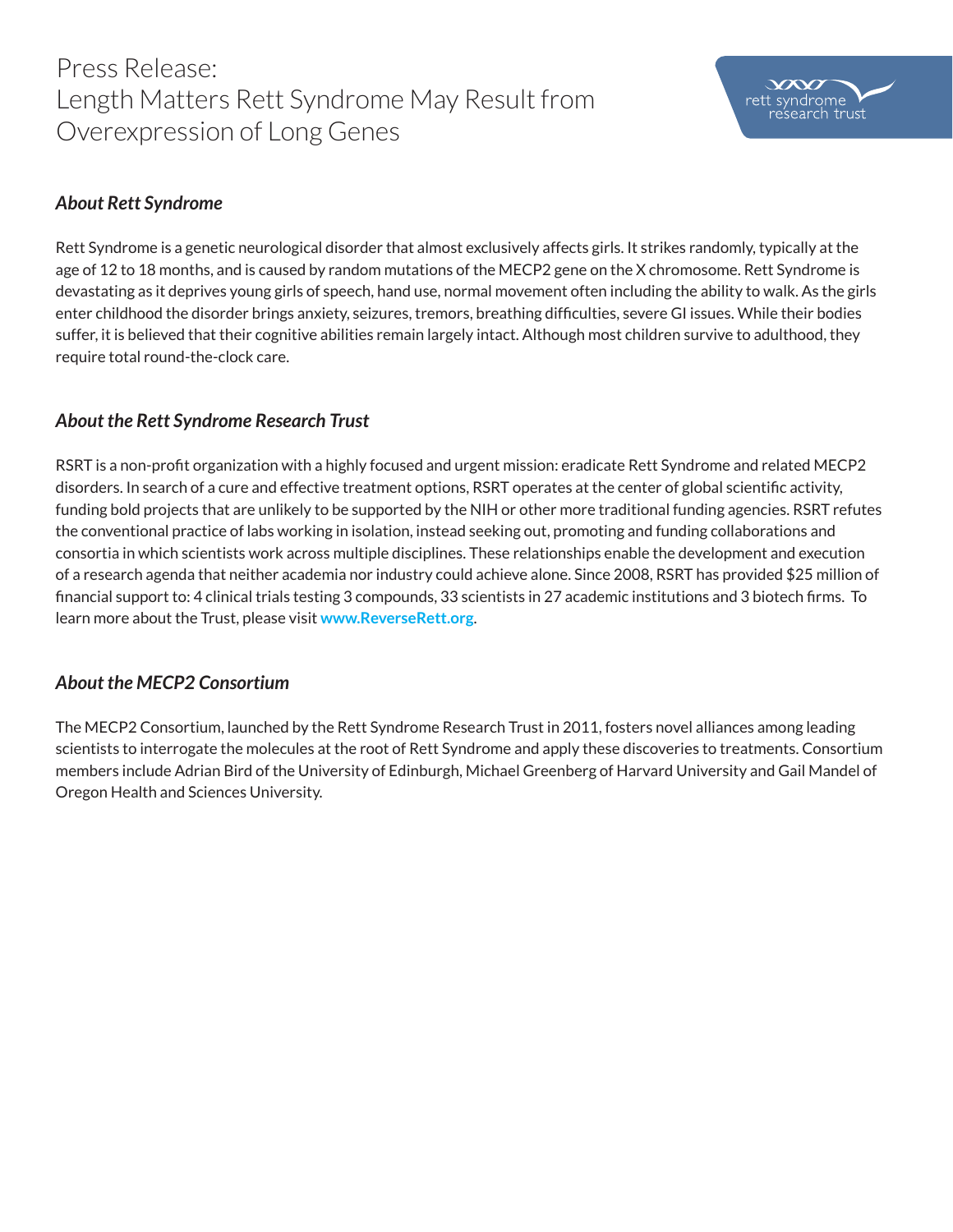# Press Release:
# Length Matters Rett Syndrome May Result from Overexpression of Long Genes

rett syndrome research trust

### *About Rett Syndrome*

Rett Syndrome is a genetic neurological disorder that almost exclusively affects girls. It strikes randomly, typically at the age of 12 to 18 months, and is caused by random mutations of the MECP2 gene on the X chromosome. Rett Syndrome is devastating as it deprives young girls of speech, hand use, normal movement often including the ability to walk. As the girls enter childhood the disorder brings anxiety, seizures, tremors, breathing difficulties, severe GI issues. While their bodies suffer, it is believed that their cognitive abilities remain largely intact. Although most children survive to adulthood, they require total round-the-clock care.

### *About the Rett Syndrome Research Trust*

RSRT is a non-profit organization with a highly focused and urgent mission: eradicate Rett Syndrome and related MECP2 disorders. In search of a cure and effective treatment options, RSRT operates at the center of global scientific activity, funding bold projects that are unlikely to be supported by the NIH or other more traditional funding agencies. RSRT refutes the conventional practice of labs working in isolation, instead seeking out, promoting and funding collaborations and consortia in which scientists work across multiple disciplines. These relationships enable the development and execution of a research agenda that neither academia nor industry could achieve alone. Since 2008, RSRT has provided $25 million of financial support to: 4 clinical trials testing 3 compounds, 33 scientists in 27 academic institutions and 3 biotech firms. To learn more about the Trust, please visit **www.ReverseRett.org**.

### *About the MECP2 Consortium*

The MECP2 Consortium, launched by the Rett Syndrome Research Trust in 2011, fosters novel alliances among leading scientists to interrogate the molecules at the root of Rett Syndrome and apply these discoveries to treatments. Consortium members include Adrian Bird of the University of Edinburgh, Michael Greenberg of Harvard University and Gail Mandel of Oregon Health and Sciences University.